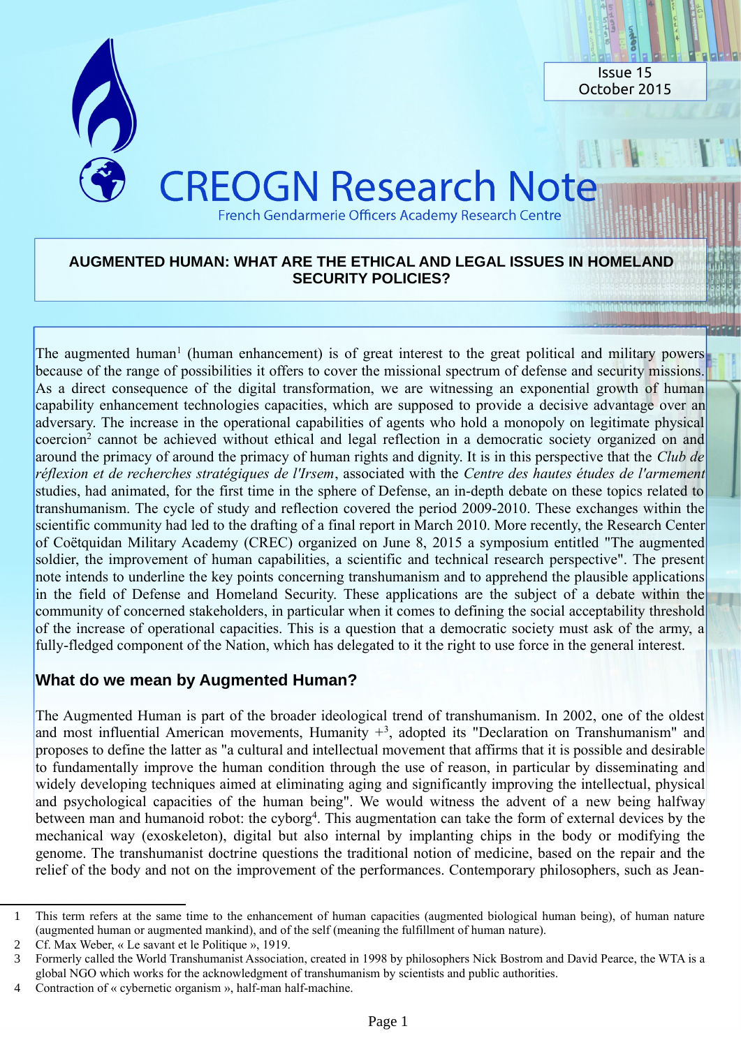Issue 15
October 2015

# CREOGN Research Note

French Gendarmerie Officers Academy Research Centre

## AUGMENTED HUMAN: WHAT ARE THE ETHICAL AND LEGAL ISSUES IN HOMELAND SECURITY POLICIES?

The augmented human[1] (human enhancement) is of great interest to the great political and military powers because of the range of possibilities it offers to cover the missional spectrum of defense and security missions. As a direct consequence of the digital transformation, we are witnessing an exponential growth of human capability enhancement technologies capacities, which are supposed to provide a decisive advantage over an adversary. The increase in the operational capabilities of agents who hold a monopoly on legitimate physical coercion[2] cannot be achieved without ethical and legal reflection in a democratic society organized on and around the primacy of around the primacy of human rights and dignity. It is in this perspective that the *Club de réflexion et de recherches stratégiques de l'Irsem*, associated with the *Centre des hautes études de l'armement* studies, had animated, for the first time in the sphere of Defense, an in-depth debate on these topics related to transhumanism. The cycle of study and reflection covered the period 2009-2010. These exchanges within the scientific community had led to the drafting of a final report in March 2010. More recently, the Research Center of Coëtquidan Military Academy (CREC) organized on June 8, 2015 a symposium entitled "The augmented soldier, the improvement of human capabilities, a scientific and technical research perspective". The present note intends to underline the key points concerning transhumanism and to apprehend the plausible applications in the field of Defense and Homeland Security. These applications are the subject of a debate within the community of concerned stakeholders, in particular when it comes to defining the social acceptability threshold of the increase of operational capacities. This is a question that a democratic society must ask of the army, a fully-fledged component of the Nation, which has delegated to it the right to use force in the general interest.

### What do we mean by Augmented Human?

The Augmented Human is part of the broader ideological trend of transhumanism. In 2002, one of the oldest and most influential American movements, Humanity +[3], adopted its "Declaration on Transhumanism" and proposes to define the latter as "a cultural and intellectual movement that affirms that it is possible and desirable to fundamentally improve the human condition through the use of reason, in particular by disseminating and widely developing techniques aimed at eliminating aging and significantly improving the intellectual, physical and psychological capacities of the human being". We would witness the advent of a new being halfway between man and humanoid robot: the cyborg[4]. This augmentation can take the form of external devices by the mechanical way (exoskeleton), digital but also internal by implanting chips in the body or modifying the genome. The transhumanist doctrine questions the traditional notion of medicine, based on the repair and the relief of the body and not on the improvement of the performances. Contemporary philosophers, such as Jean-

---

1 This term refers at the same time to the enhancement of human capacities (augmented biological human being), of human nature (augmented human or augmented mankind), and of the self (meaning the fulfillment of human nature).

2 Cf. Max Weber, « Le savant et le Politique », 1919.

3 Formerly called the World Transhumanist Association, created in 1998 by philosophers Nick Bostrom and David Pearce, the WTA is a global NGO which works for the acknowledgment of transhumanism by scientists and public authorities.

4 Contraction of « cybernetic organism », half-man half-machine.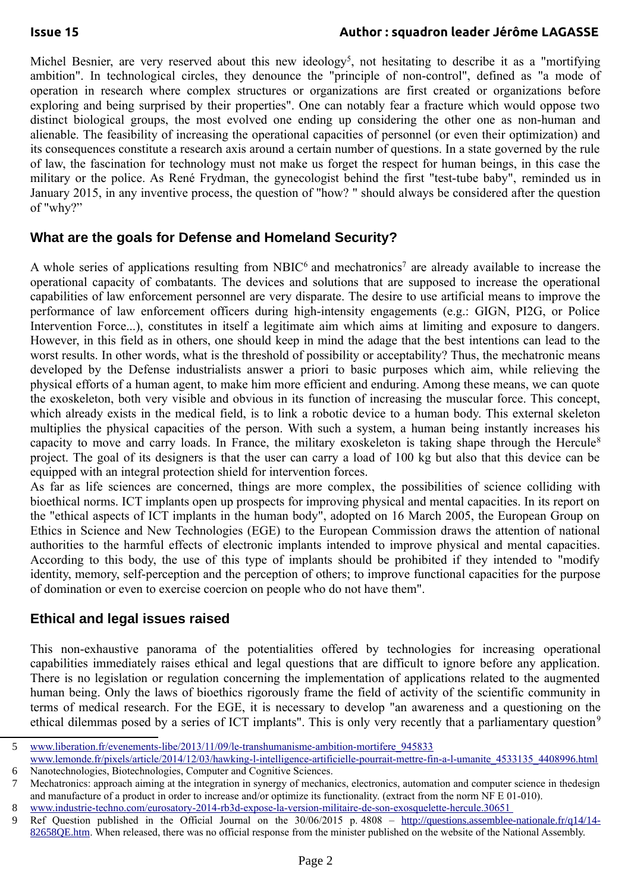Michel Besnier, are very reserved about this new ideology[5], not hesitating to describe it as a "mortifying ambition". In technological circles, they denounce the "principle of non-control", defined as "a mode of operation in research where complex structures or organizations are first created or organizations before exploring and being surprised by their properties". One can notably fear a fracture which would oppose two distinct biological groups, the most evolved one ending up considering the other one as non-human and alienable. The feasibility of increasing the operational capacities of personnel (or even their optimization) and its consequences constitute a research axis around a certain number of questions. In a state governed by the rule of law, the fascination for technology must not make us forget the respect for human beings, in this case the military or the police. As René Frydman, the gynecologist behind the first "test-tube baby", reminded us in January 2015, in any inventive process, the question of "how? " should always be considered after the question of "why?"

## What are the goals for Defense and Homeland Security?

A whole series of applications resulting from NBIC[6] and mechatronics[7] are already available to increase the operational capacity of combatants. The devices and solutions that are supposed to increase the operational capabilities of law enforcement personnel are very disparate. The desire to use artificial means to improve the performance of law enforcement officers during high-intensity engagements (e.g.: GIGN, PI2G, or Police Intervention Force...), constitutes in itself a legitimate aim which aims at limiting and exposure to dangers. However, in this field as in others, one should keep in mind the adage that the best intentions can lead to the worst results. In other words, what is the threshold of possibility or acceptability? Thus, the mechatronic means developed by the Defense industrialists answer a priori to basic purposes which aim, while relieving the physical efforts of a human agent, to make him more efficient and enduring. Among these means, we can quote the exoskeleton, both very visible and obvious in its function of increasing the muscular force. This concept, which already exists in the medical field, is to link a robotic device to a human body. This external skeleton multiplies the physical capacities of the person. With such a system, a human being instantly increases his capacity to move and carry loads. In France, the military exoskeleton is taking shape through the Hercule[8] project. The goal of its designers is that the user can carry a load of 100 kg but also that this device can be equipped with an integral protection shield for intervention forces.

As far as life sciences are concerned, things are more complex, the possibilities of science colliding with bioethical norms. ICT implants open up prospects for improving physical and mental capacities. In its report on the "ethical aspects of ICT implants in the human body", adopted on 16 March 2005, the European Group on Ethics in Science and New Technologies (EGE) to the European Commission draws the attention of national authorities to the harmful effects of electronic implants intended to improve physical and mental capacities. According to this body, the use of this type of implants should be prohibited if they intended to "modify identity, memory, self-perception and the perception of others; to improve functional capacities for the purpose of domination or even to exercise coercion on people who do not have them".

## Ethical and legal issues raised

This non-exhaustive panorama of the potentialities offered by technologies for increasing operational capabilities immediately raises ethical and legal questions that are difficult to ignore before any application. There is no legislation or regulation concerning the implementation of applications related to the augmented human being. Only the laws of bioethics rigorously frame the field of activity of the scientific community in terms of medical research. For the EGE, it is necessary to develop "an awareness and a questioning on the ethical dilemmas posed by a series of ICT implants". This is only very recently that a parliamentary question[9]

---

5 www.liberation.fr/evenements-libe/2013/11/09/le-transhumanisme-ambition-mortifere_945833
www.lemonde.fr/pixels/article/2014/12/03/hawking-l-intelligence-artificielle-pourrait-mettre-fin-a-l-umanite_4533135_4408996.html

6 Nanotechnologies, Biotechnologies, Computer and Cognitive Sciences.

7 Mechatronics: approach aiming at the integration in synergy of mechanics, electronics, automation and computer science in thedesign and manufacture of a product in order to increase and/or optimize its functionality. (extract from the norm NF E 01-010).

8 www.industrie-techno.com/eurosatory-2014-rb3d-expose-la-version-militaire-de-son-exosquelette-hercule.30651

9 Ref Question published in the Official Journal on the 30/06/2015 p. 4808 – http://questions.assemblee-nationale.fr/q14/14-82658QE.htm. When released, there was no official response from the minister published on the website of the National Assembly.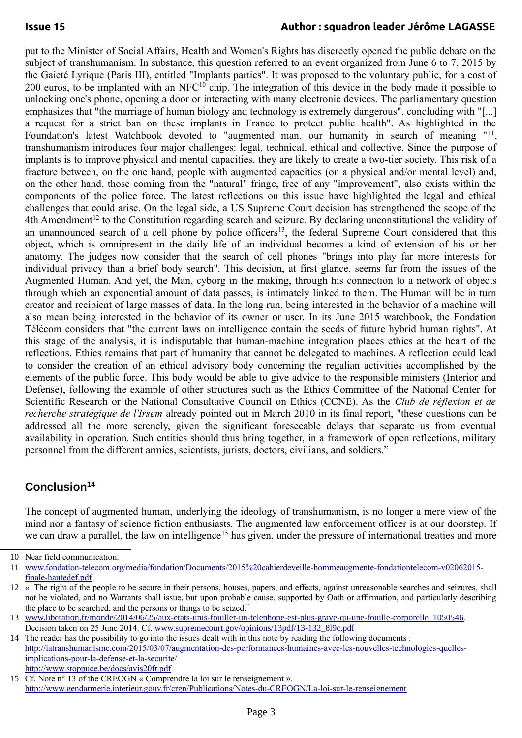put to the Minister of Social Affairs, Health and Women's Rights has discreetly opened the public debate on the subject of transhumanism. In substance, this question referred to an event organized from June 6 to 7, 2015 by the Gaieté Lyrique (Paris III), entitled "Implants parties". It was proposed to the voluntary public, for a cost of 200 euros, to be implanted with an NFC[10] chip. The integration of this device in the body made it possible to unlocking one's phone, opening a door or interacting with many electronic devices. The parliamentary question emphasizes that "the marriage of human biology and technology is extremely dangerous", concluding with "[...] a request for a strict ban on these implants in France to protect public health". As highlighted in the Foundation's latest Watchbook devoted to "augmented man, our humanity in search of meaning "[11], transhumanism introduces four major challenges: legal, technical, ethical and collective. Since the purpose of implants is to improve physical and mental capacities, they are likely to create a two-tier society. This risk of a fracture between, on the one hand, people with augmented capacities (on a physical and/or mental level) and, on the other hand, those coming from the "natural" fringe, free of any "improvement", also exists within the components of the police force. The latest reflections on this issue have highlighted the legal and ethical challenges that could arise. On the legal side, a US Supreme Court decision has strengthened the scope of the 4th Amendment[12] to the Constitution regarding search and seizure. By declaring unconstitutional the validity of an unannounced search of a cell phone by police officers[13], the federal Supreme Court considered that this object, which is omnipresent in the daily life of an individual becomes a kind of extension of his or her anatomy. The judges now consider that the search of cell phones "brings into play far more interests for individual privacy than a brief body search". This decision, at first glance, seems far from the issues of the Augmented Human. And yet, the Man, cyborg in the making, through his connection to a network of objects through which an exponential amount of data passes, is intimately linked to them. The Human will be in turn creator and recipient of large masses of data. In the long run, being interested in the behavior of a machine will also mean being interested in the behavior of its owner or user. In its June 2015 watchbook, the Fondation Télécom considers that "the current laws on intelligence contain the seeds of future hybrid human rights". At this stage of the analysis, it is indisputable that human-machine integration places ethics at the heart of the reflections. Ethics remains that part of humanity that cannot be delegated to machines. A reflection could lead to consider the creation of an ethical advisory body concerning the regalian activities accomplished by the elements of the public force. This body would be able to give advice to the responsible ministers (Interior and Defense), following the example of other structures such as the Ethics Committee of the National Center for Scientific Research or the National Consultative Council on Ethics (CCNE). As the *Club de réflexion et de recherche stratégique de l'Irsem* already pointed out in March 2010 in its final report, "these questions can be addressed all the more serenely, given the significant foreseeable delays that separate us from eventual availability in operation. Such entities should thus bring together, in a framework of open reflections, military personnel from the different armies, scientists, jurists, doctors, civilians, and soldiers."

## Conclusion[14]

The concept of augmented human, underlying the ideology of transhumanism, is no longer a mere view of the mind nor a fantasy of science fiction enthusiasts. The augmented law enforcement officer is at our doorstep. If we can draw a parallel, the law on intelligence[15] has given, under the pressure of international treaties and more

---

10 Near field communication.

11 www.fondation-telecom.org/media/fondation/Documents/2015%20cahierdeveille-hommeaugmente-fondationtelecom-v02062015-finale-hautedef.pdf

12 « The right of the people to be secure in their persons, houses, papers, and effects, against unreasonable searches and seizures, shall not be violated, and no Warrants shall issue, but upon probable cause, supported by Oath or affirmation, and particularly describing the place to be searched, and the persons or things to be seized."

13 www.liberation.fr/monde/2014/06/25/aux-etats-unis-fouiller-un-telephone-est-plus-grave-qu-une-fouille-corporelle_1050546. Decision taken on 25 June 2014. Cf. www.supremecourt.gov/opinions/13pdf/13-132_8l9c.pdf

14 The reader has the possibility to go into the issues dealt with in this note by reading the following documents : http://iatranshumanisme.com/2015/03/07/augmentation-des-performances-humaines-avec-les-nouvelles-technologies-quelles-implications-pour-la-defense-et-la-securite/ http://www.stoppuce.be/docs/avis20fr.pdf

15 Cf. Note n° 13 of the CREOGN « Comprendre la loi sur le renseignement ». http://www.gendarmerie.interieur.gouv.fr/crgn/Publications/Notes-du-CREOGN/La-loi-sur-le-renseignement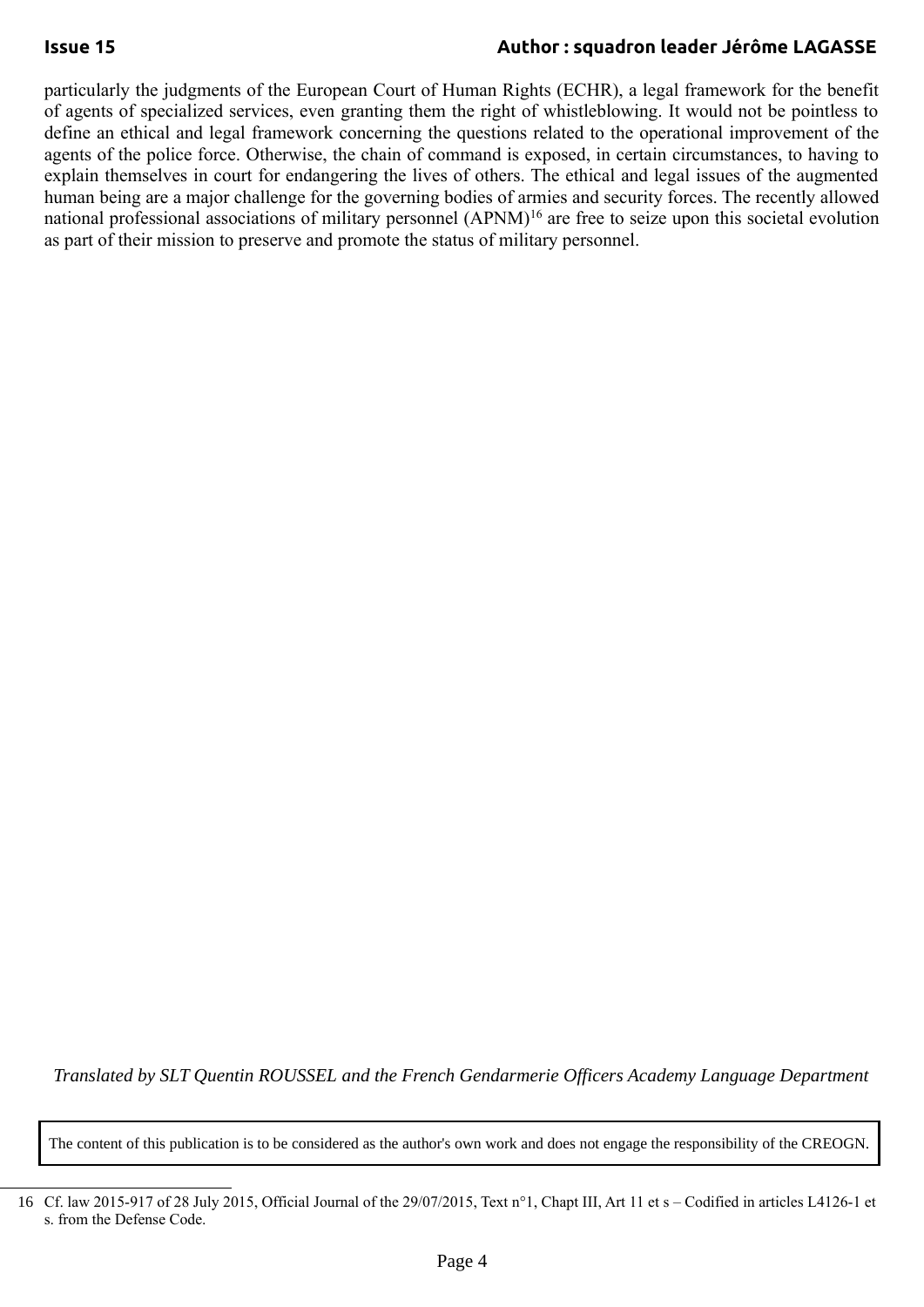particularly the judgments of the European Court of Human Rights (ECHR), a legal framework for the benefit of agents of specialized services, even granting them the right of whistleblowing. It would not be pointless to define an ethical and legal framework concerning the questions related to the operational improvement of the agents of the police force. Otherwise, the chain of command is exposed, in certain circumstances, to having to explain themselves in court for endangering the lives of others. The ethical and legal issues of the augmented human being are a major challenge for the governing bodies of armies and security forces. The recently allowed national professional associations of military personnel (APNM)[16] are free to seize upon this societal evolution as part of their mission to preserve and promote the status of military personnel.

*Translated by SLT Quentin ROUSSEL and the French Gendarmerie Officers Academy Language Department*

> The content of this publication is to be considered as the author's own work and does not engage the responsibility of the CREOGN.

16 Cf. law 2015-917 of 28 July 2015, Official Journal of the 29/07/2015, Text n°1, Chapt III, Art 11 et s – Codified in articles L4126-1 et s. from the Defense Code.